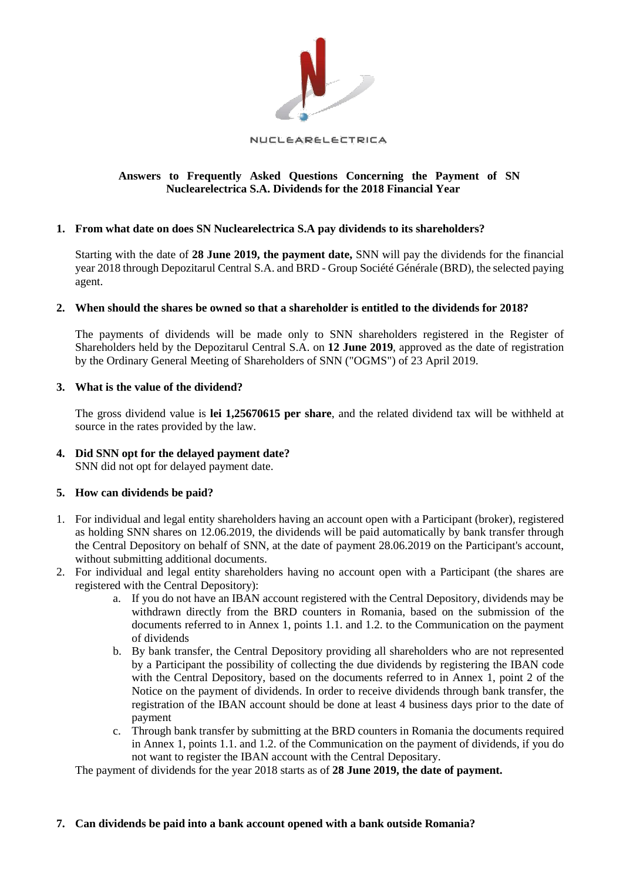NUCLEARELECTRICA

## Answers to Frequently Asked Questions Concerning the Payment of SN Nuclearelectrica S.A. Dividends for the 2018 Financial Year

**1. From what date on does SN Nuclearelectrica S.A pay dividends to its shareholders?**

Starting with the date of **28 June 2019, the payment date,** SNN will pay the dividends for the financial year 2018 through Depozitarul Central S.A. and BRD - Group Société Générale (BRD), the selected paying agent.

**2. When should the shares be owned so that a shareholder is entitled to the dividends for 2018?**

The payments of dividends will be made only to SNN shareholders registered in the Register of Shareholders held by the Depozitarul Central S.A. on **12 June 2019**, approved as the date of registration by the Ordinary General Meeting of Shareholders of SNN ("OGMS") of 23 April 2019.

**3. What is the value of the dividend?**

The gross dividend value is **lei 1,25670615 per share**, and the related dividend tax will be withheld at source in the rates provided by the law.

**4. Did SNN opt for the delayed payment date?**

SNN did not opt for delayed payment date.

**5. How can dividends be paid?**

1. For individual and legal entity shareholders having an account open with a Participant (broker), registered as holding SNN shares on 12.06.2019, the dividends will be paid automatically by bank transfer through the Central Depository on behalf of SNN, at the date of payment 28.06.2019 on the Participant's account, without submitting additional documents.
2. For individual and legal entity shareholders having no account open with a Participant (the shares are registered with the Central Depository):
   a. If you do not have an IBAN account registered with the Central Depository, dividends may be withdrawn directly from the BRD counters in Romania, based on the submission of the documents referred to in Annex 1, points 1.1. and 1.2. to the Communication on the payment of dividends
   b. By bank transfer, the Central Depository providing all shareholders who are not represented by a Participant the possibility of collecting the due dividends by registering the IBAN code with the Central Depository, based on the documents referred to in Annex 1, point 2 of the Notice on the payment of dividends. In order to receive dividends through bank transfer, the registration of the IBAN account should be done at least 4 business days prior to the date of payment
   c. Through bank transfer by submitting at the BRD counters in Romania the documents required in Annex 1, points 1.1. and 1.2. of the Communication on the payment of dividends, if you do not want to register the IBAN account with the Central Depositary.

The payment of dividends for the year 2018 starts as of **28 June 2019, the date of payment.**

**7. Can dividends be paid into a bank account opened with a bank outside Romania?**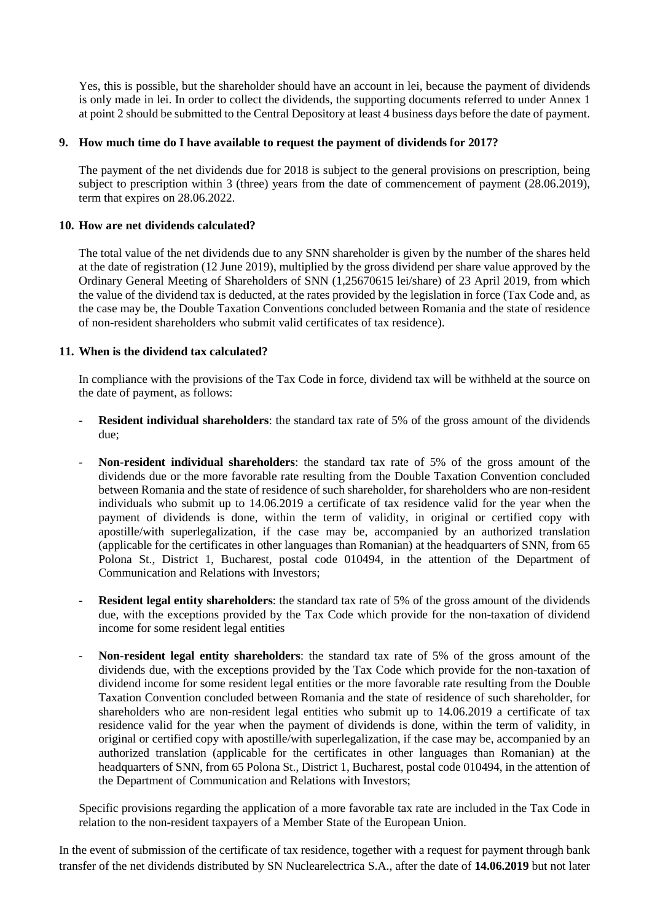Yes, this is possible, but the shareholder should have an account in lei, because the payment of dividends is only made in lei. In order to collect the dividends, the supporting documents referred to under Annex 1 at point 2 should be submitted to the Central Depository at least 4 business days before the date of payment.

**9. How much time do I have available to request the payment of dividends for 2017?**

The payment of the net dividends due for 2018 is subject to the general provisions on prescription, being subject to prescription within 3 (three) years from the date of commencement of payment (28.06.2019), term that expires on 28.06.2022.

**10. How are net dividends calculated?**

The total value of the net dividends due to any SNN shareholder is given by the number of the shares held at the date of registration (12 June 2019), multiplied by the gross dividend per share value approved by the Ordinary General Meeting of Shareholders of SNN (1,25670615 lei/share) of 23 April 2019, from which the value of the dividend tax is deducted, at the rates provided by the legislation in force (Tax Code and, as the case may be, the Double Taxation Conventions concluded between Romania and the state of residence of non-resident shareholders who submit valid certificates of tax residence).

**11. When is the dividend tax calculated?**

In compliance with the provisions of the Tax Code in force, dividend tax will be withheld at the source on the date of payment, as follows:

- **Resident individual shareholders**: the standard tax rate of 5% of the gross amount of the dividends due;
- **Non-resident individual shareholders**: the standard tax rate of 5% of the gross amount of the dividends due or the more favorable rate resulting from the Double Taxation Convention concluded between Romania and the state of residence of such shareholder, for shareholders who are non-resident individuals who submit up to 14.06.2019 a certificate of tax residence valid for the year when the payment of dividends is done, within the term of validity, in original or certified copy with apostille/with superlegalization, if the case may be, accompanied by an authorized translation (applicable for the certificates in other languages than Romanian) at the headquarters of SNN, from 65 Polona St., District 1, Bucharest, postal code 010494, in the attention of the Department of Communication and Relations with Investors;
- **Resident legal entity shareholders**: the standard tax rate of 5% of the gross amount of the dividends due, with the exceptions provided by the Tax Code which provide for the non-taxation of dividend income for some resident legal entities
- **Non-resident legal entity shareholders**: the standard tax rate of 5% of the gross amount of the dividends due, with the exceptions provided by the Tax Code which provide for the non-taxation of dividend income for some resident legal entities or the more favorable rate resulting from the Double Taxation Convention concluded between Romania and the state of residence of such shareholder, for shareholders who are non-resident legal entities who submit up to 14.06.2019 a certificate of tax residence valid for the year when the payment of dividends is done, within the term of validity, in original or certified copy with apostille/with superlegalization, if the case may be, accompanied by an authorized translation (applicable for the certificates in other languages than Romanian) at the headquarters of SNN, from 65 Polona St., District 1, Bucharest, postal code 010494, in the attention of the Department of Communication and Relations with Investors;

Specific provisions regarding the application of a more favorable tax rate are included in the Tax Code in relation to the non-resident taxpayers of a Member State of the European Union.

In the event of submission of the certificate of tax residence, together with a request for payment through bank transfer of the net dividends distributed by SN Nuclearelectrica S.A., after the date of **14.06.2019** but not later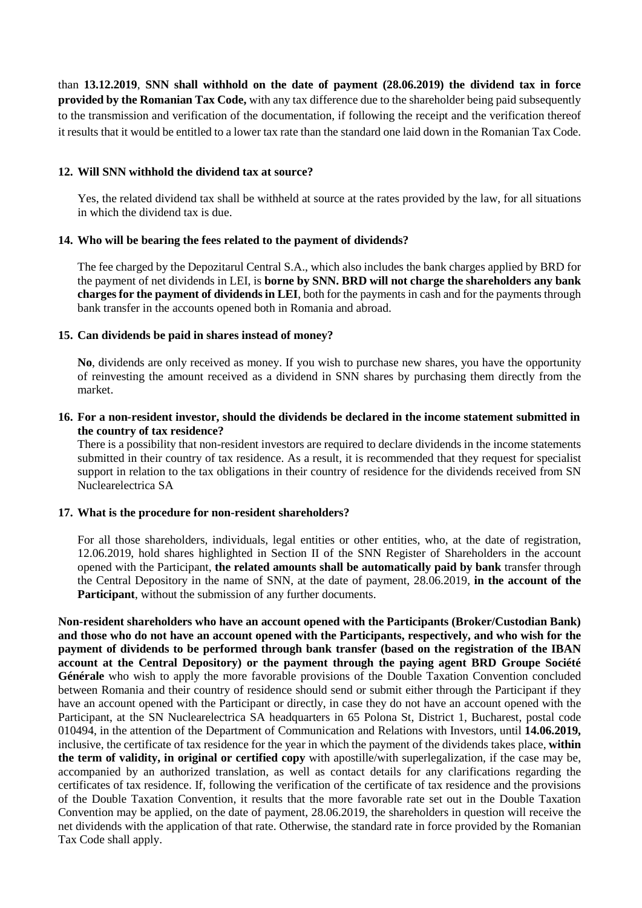than **13.12.2019**, **SNN shall withhold on the date of payment (28.06.2019) the dividend tax in force provided by the Romanian Tax Code,** with any tax difference due to the shareholder being paid subsequently to the transmission and verification of the documentation, if following the receipt and the verification thereof it results that it would be entitled to a lower tax rate than the standard one laid down in the Romanian Tax Code.

**12. Will SNN withhold the dividend tax at source?**

Yes, the related dividend tax shall be withheld at source at the rates provided by the law, for all situations in which the dividend tax is due.

**14. Who will be bearing the fees related to the payment of dividends?**

The fee charged by the Depozitarul Central S.A., which also includes the bank charges applied by BRD for the payment of net dividends in LEI, is **borne by SNN. BRD will not charge the shareholders any bank charges for the payment of dividends in LEI**, both for the payments in cash and for the payments through bank transfer in the accounts opened both in Romania and abroad.

**15. Can dividends be paid in shares instead of money?**

**No**, dividends are only received as money. If you wish to purchase new shares, you have the opportunity of reinvesting the amount received as a dividend in SNN shares by purchasing them directly from the market.

**16. For a non-resident investor, should the dividends be declared in the income statement submitted in the country of tax residence?**

There is a possibility that non-resident investors are required to declare dividends in the income statements submitted in their country of tax residence. As a result, it is recommended that they request for specialist support in relation to the tax obligations in their country of residence for the dividends received from SN Nuclearelectrica SA

**17. What is the procedure for non-resident shareholders?**

For all those shareholders, individuals, legal entities or other entities, who, at the date of registration, 12.06.2019, hold shares highlighted in Section II of the SNN Register of Shareholders in the account opened with the Participant, **the related amounts shall be automatically paid by bank** transfer through the Central Depository in the name of SNN, at the date of payment, 28.06.2019, **in the account of the Participant**, without the submission of any further documents.

**Non-resident shareholders who have an account opened with the Participants (Broker/Custodian Bank) and those who do not have an account opened with the Participants, respectively, and who wish for the payment of dividends to be performed through bank transfer (based on the registration of the IBAN account at the Central Depository) or the payment through the paying agent BRD Groupe Société Générale** who wish to apply the more favorable provisions of the Double Taxation Convention concluded between Romania and their country of residence should send or submit either through the Participant if they have an account opened with the Participant or directly, in case they do not have an account opened with the Participant, at the SN Nuclearelectrica SA headquarters in 65 Polona St, District 1, Bucharest, postal code 010494, in the attention of the Department of Communication and Relations with Investors, until **14.06.2019,** inclusive, the certificate of tax residence for the year in which the payment of the dividends takes place, **within the term of validity, in original or certified copy** with apostille/with superlegalization, if the case may be, accompanied by an authorized translation, as well as contact details for any clarifications regarding the certificates of tax residence. If, following the verification of the certificate of tax residence and the provisions of the Double Taxation Convention, it results that the more favorable rate set out in the Double Taxation Convention may be applied, on the date of payment, 28.06.2019, the shareholders in question will receive the net dividends with the application of that rate. Otherwise, the standard rate in force provided by the Romanian Tax Code shall apply.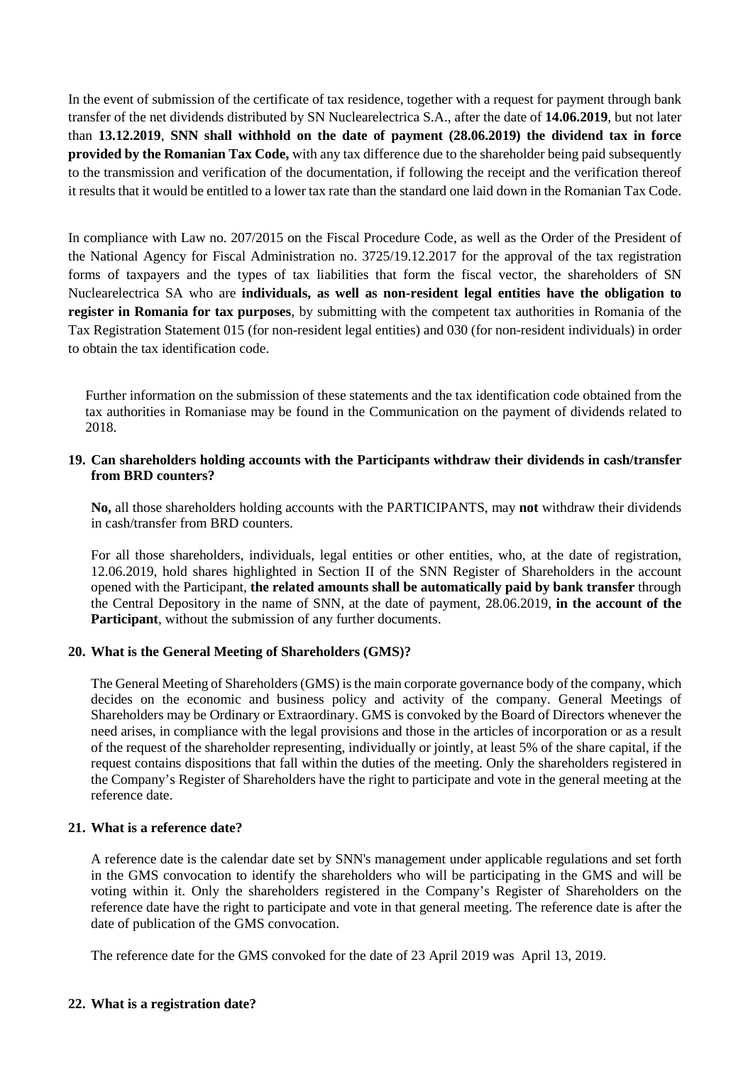In the event of submission of the certificate of tax residence, together with a request for payment through bank transfer of the net dividends distributed by SN Nuclearelectrica S.A., after the date of **14.06.2019**, but not later than **13.12.2019**, **SNN shall withhold on the date of payment (28.06.2019) the dividend tax in force provided by the Romanian Tax Code,** with any tax difference due to the shareholder being paid subsequently to the transmission and verification of the documentation, if following the receipt and the verification thereof it results that it would be entitled to a lower tax rate than the standard one laid down in the Romanian Tax Code.

In compliance with Law no. 207/2015 on the Fiscal Procedure Code, as well as the Order of the President of the National Agency for Fiscal Administration no. 3725/19.12.2017 for the approval of the tax registration forms of taxpayers and the types of tax liabilities that form the fiscal vector, the shareholders of SN Nuclearelectrica SA who are **individuals, as well as non-resident legal entities have the obligation to register in Romania for tax purposes**, by submitting with the competent tax authorities in Romania of the Tax Registration Statement 015 (for non-resident legal entities) and 030 (for non-resident individuals) in order to obtain the tax identification code.

Further information on the submission of these statements and the tax identification code obtained from the tax authorities in Romaniase may be found in the Communication on the payment of dividends related to 2018.

## 19. Can shareholders holding accounts with the Participants withdraw their dividends in cash/transfer from BRD counters?

**No,** all those shareholders holding accounts with the PARTICIPANTS, may **not** withdraw their dividends in cash/transfer from BRD counters.

For all those shareholders, individuals, legal entities or other entities, who, at the date of registration, 12.06.2019, hold shares highlighted in Section II of the SNN Register of Shareholders in the account opened with the Participant, **the related amounts shall be automatically paid by bank transfer** through the Central Depository in the name of SNN, at the date of payment, 28.06.2019, **in the account of the Participant**, without the submission of any further documents.

## 20. What is the General Meeting of Shareholders (GMS)?

The General Meeting of Shareholders (GMS) is the main corporate governance body of the company, which decides on the economic and business policy and activity of the company. General Meetings of Shareholders may be Ordinary or Extraordinary. GMS is convoked by the Board of Directors whenever the need arises, in compliance with the legal provisions and those in the articles of incorporation or as a result of the request of the shareholder representing, individually or jointly, at least 5% of the share capital, if the request contains dispositions that fall within the duties of the meeting. Only the shareholders registered in the Company's Register of Shareholders have the right to participate and vote in the general meeting at the reference date.

## 21. What is a reference date?

A reference date is the calendar date set by SNN's management under applicable regulations and set forth in the GMS convocation to identify the shareholders who will be participating in the GMS and will be voting within it. Only the shareholders registered in the Company's Register of Shareholders on the reference date have the right to participate and vote in that general meeting. The reference date is after the date of publication of the GMS convocation.

The reference date for the GMS convoked for the date of 23 April 2019 was April 13, 2019.

## 22. What is a registration date?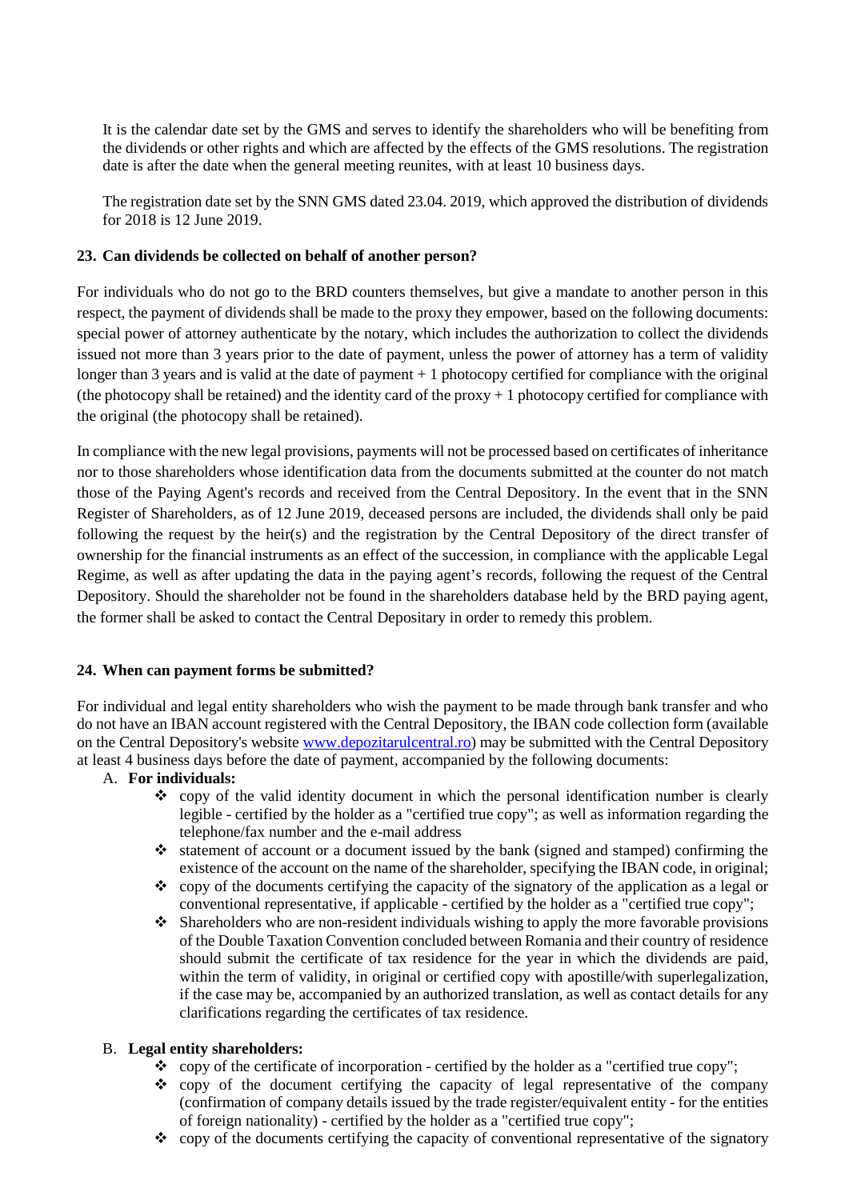It is the calendar date set by the GMS and serves to identify the shareholders who will be benefiting from the dividends or other rights and which are affected by the effects of the GMS resolutions. The registration date is after the date when the general meeting reunites, with at least 10 business days.

The registration date set by the SNN GMS dated 23.04. 2019, which approved the distribution of dividends for 2018 is 12 June 2019.

**23. Can dividends be collected on behalf of another person?**

For individuals who do not go to the BRD counters themselves, but give a mandate to another person in this respect, the payment of dividends shall be made to the proxy they empower, based on the following documents: special power of attorney authenticate by the notary, which includes the authorization to collect the dividends issued not more than 3 years prior to the date of payment, unless the power of attorney has a term of validity longer than 3 years and is valid at the date of payment + 1 photocopy certified for compliance with the original (the photocopy shall be retained) and the identity card of the proxy + 1 photocopy certified for compliance with the original (the photocopy shall be retained).

In compliance with the new legal provisions, payments will not be processed based on certificates of inheritance nor to those shareholders whose identification data from the documents submitted at the counter do not match those of the Paying Agent's records and received from the Central Depository. In the event that in the SNN Register of Shareholders, as of 12 June 2019, deceased persons are included, the dividends shall only be paid following the request by the heir(s) and the registration by the Central Depository of the direct transfer of ownership for the financial instruments as an effect of the succession, in compliance with the applicable Legal Regime, as well as after updating the data in the paying agent's records, following the request of the Central Depository. Should the shareholder not be found in the shareholders database held by the BRD paying agent, the former shall be asked to contact the Central Depositary in order to remedy this problem.

**24. When can payment forms be submitted?**

For individual and legal entity shareholders who wish the payment to be made through bank transfer and who do not have an IBAN account registered with the Central Depository, the IBAN code collection form (available on the Central Depository's website www.depozitarulcentral.ro) may be submitted with the Central Depository at least 4 business days before the date of payment, accompanied by the following documents:

A. **For individuals:**

- copy of the valid identity document in which the personal identification number is clearly legible - certified by the holder as a "certified true copy"; as well as information regarding the telephone/fax number and the e-mail address
- statement of account or a document issued by the bank (signed and stamped) confirming the existence of the account on the name of the shareholder, specifying the IBAN code, in original;
- copy of the documents certifying the capacity of the signatory of the application as a legal or conventional representative, if applicable - certified by the holder as a "certified true copy";
- Shareholders who are non-resident individuals wishing to apply the more favorable provisions of the Double Taxation Convention concluded between Romania and their country of residence should submit the certificate of tax residence for the year in which the dividends are paid, within the term of validity, in original or certified copy with apostille/with superlegalization, if the case may be, accompanied by an authorized translation, as well as contact details for any clarifications regarding the certificates of tax residence.

B. **Legal entity shareholders:**

- copy of the certificate of incorporation - certified by the holder as a "certified true copy";
- copy of the document certifying the capacity of legal representative of the company (confirmation of company details issued by the trade register/equivalent entity - for the entities of foreign nationality) - certified by the holder as a "certified true copy";
- copy of the documents certifying the capacity of conventional representative of the signatory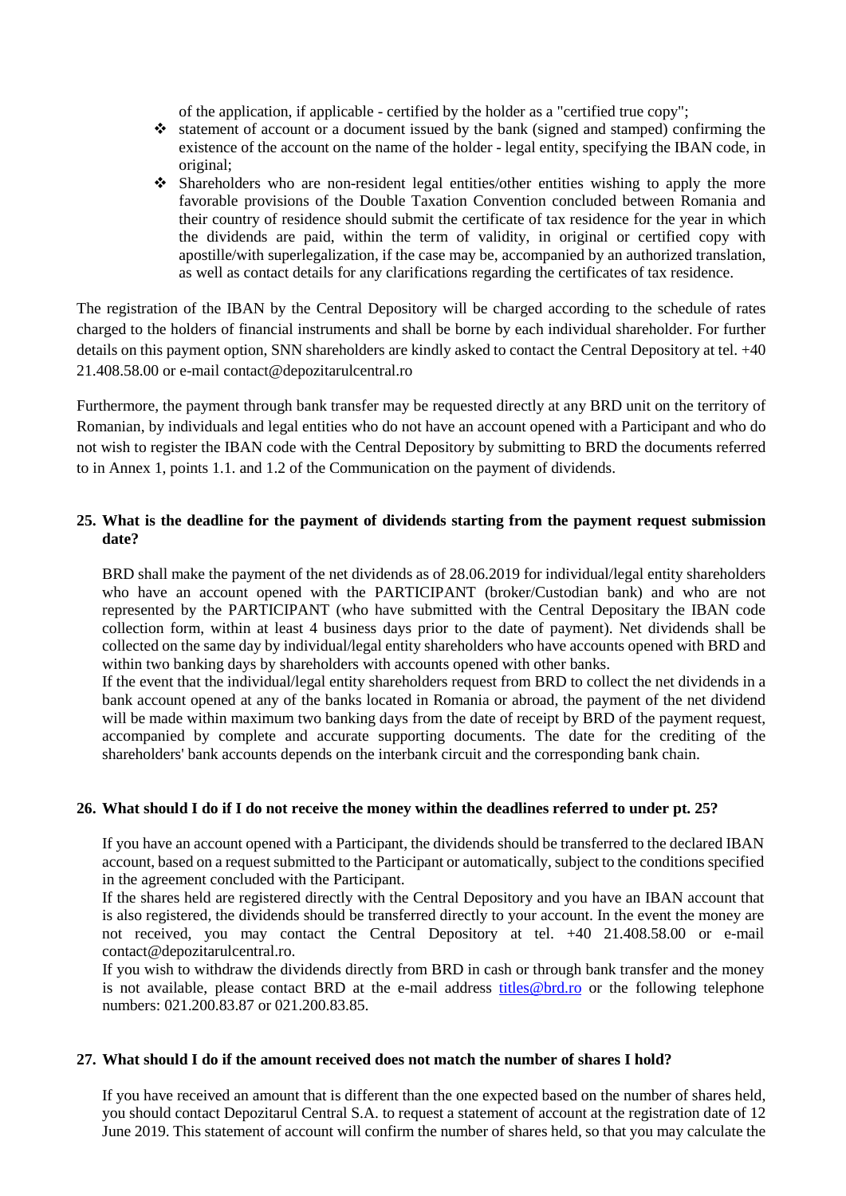of the application, if applicable - certified by the holder as a "certified true copy";

- statement of account or a document issued by the bank (signed and stamped) confirming the existence of the account on the name of the holder - legal entity, specifying the IBAN code, in original;
- Shareholders who are non-resident legal entities/other entities wishing to apply the more favorable provisions of the Double Taxation Convention concluded between Romania and their country of residence should submit the certificate of tax residence for the year in which the dividends are paid, within the term of validity, in original or certified copy with apostille/with superlegalization, if the case may be, accompanied by an authorized translation, as well as contact details for any clarifications regarding the certificates of tax residence.

The registration of the IBAN by the Central Depository will be charged according to the schedule of rates charged to the holders of financial instruments and shall be borne by each individual shareholder. For further details on this payment option, SNN shareholders are kindly asked to contact the Central Depository at tel. +40 21.408.58.00 or e-mail contact@depozitarulcentral.ro

Furthermore, the payment through bank transfer may be requested directly at any BRD unit on the territory of Romanian, by individuals and legal entities who do not have an account opened with a Participant and who do not wish to register the IBAN code with the Central Depository by submitting to BRD the documents referred to in Annex 1, points 1.1. and 1.2 of the Communication on the payment of dividends.

**25. What is the deadline for the payment of dividends starting from the payment request submission date?**

BRD shall make the payment of the net dividends as of 28.06.2019 for individual/legal entity shareholders who have an account opened with the PARTICIPANT (broker/Custodian bank) and who are not represented by the PARTICIPANT (who have submitted with the Central Depositary the IBAN code collection form, within at least 4 business days prior to the date of payment). Net dividends shall be collected on the same day by individual/legal entity shareholders who have accounts opened with BRD and within two banking days by shareholders with accounts opened with other banks.

If the event that the individual/legal entity shareholders request from BRD to collect the net dividends in a bank account opened at any of the banks located in Romania or abroad, the payment of the net dividend will be made within maximum two banking days from the date of receipt by BRD of the payment request, accompanied by complete and accurate supporting documents. The date for the crediting of the shareholders' bank accounts depends on the interbank circuit and the corresponding bank chain.

**26. What should I do if I do not receive the money within the deadlines referred to under pt. 25?**

If you have an account opened with a Participant, the dividends should be transferred to the declared IBAN account, based on a request submitted to the Participant or automatically, subject to the conditions specified in the agreement concluded with the Participant.

If the shares held are registered directly with the Central Depository and you have an IBAN account that is also registered, the dividends should be transferred directly to your account. In the event the money are not received, you may contact the Central Depository at tel. +40 21.408.58.00 or e-mail contact@depozitarulcentral.ro.

If you wish to withdraw the dividends directly from BRD in cash or through bank transfer and the money is not available, please contact BRD at the e-mail address titles@brd.ro or the following telephone numbers: 021.200.83.87 or 021.200.83.85.

**27. What should I do if the amount received does not match the number of shares I hold?**

If you have received an amount that is different than the one expected based on the number of shares held, you should contact Depozitarul Central S.A. to request a statement of account at the registration date of 12 June 2019. This statement of account will confirm the number of shares held, so that you may calculate the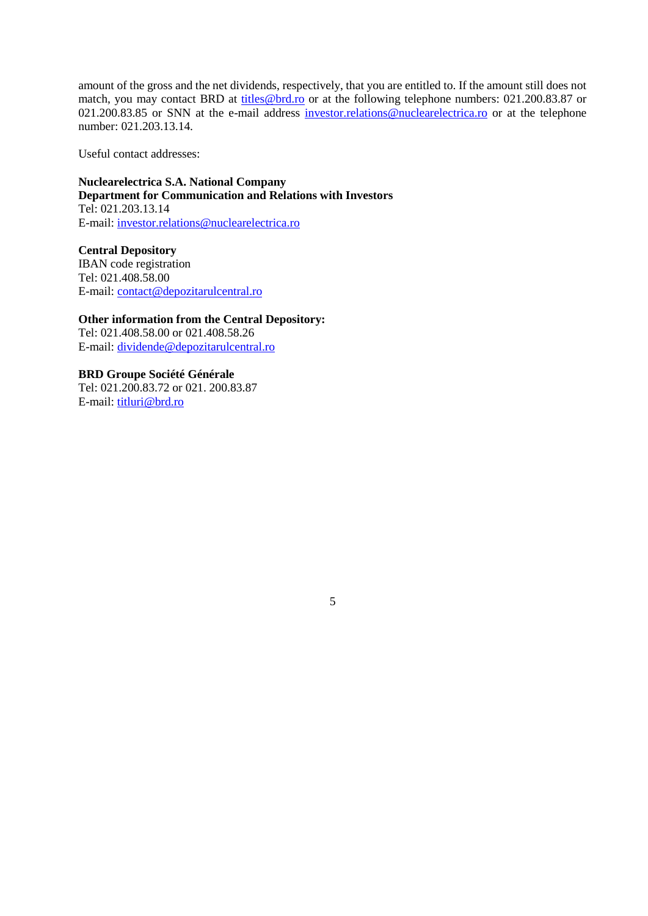amount of the gross and the net dividends, respectively, that you are entitled to. If the amount still does not match, you may contact BRD at titles@brd.ro or at the following telephone numbers: 021.200.83.87 or 021.200.83.85 or SNN at the e-mail address investor.relations@nuclearelectrica.ro or at the telephone number: 021.203.13.14.

Useful contact addresses:

**Nuclearelectrica S.A. National Company**
**Department for Communication and Relations with Investors**
Tel: 021.203.13.14
E-mail: investor.relations@nuclearelectrica.ro

**Central Depository**
IBAN code registration
Tel: 021.408.58.00
E-mail: contact@depozitarulcentral.ro

**Other information from the Central Depository:**
Tel: 021.408.58.00 or 021.408.58.26
E-mail: dividende@depozitarulcentral.ro

**BRD Groupe Société Générale**
Tel: 021.200.83.72 or 021. 200.83.87
E-mail: titluri@brd.ro